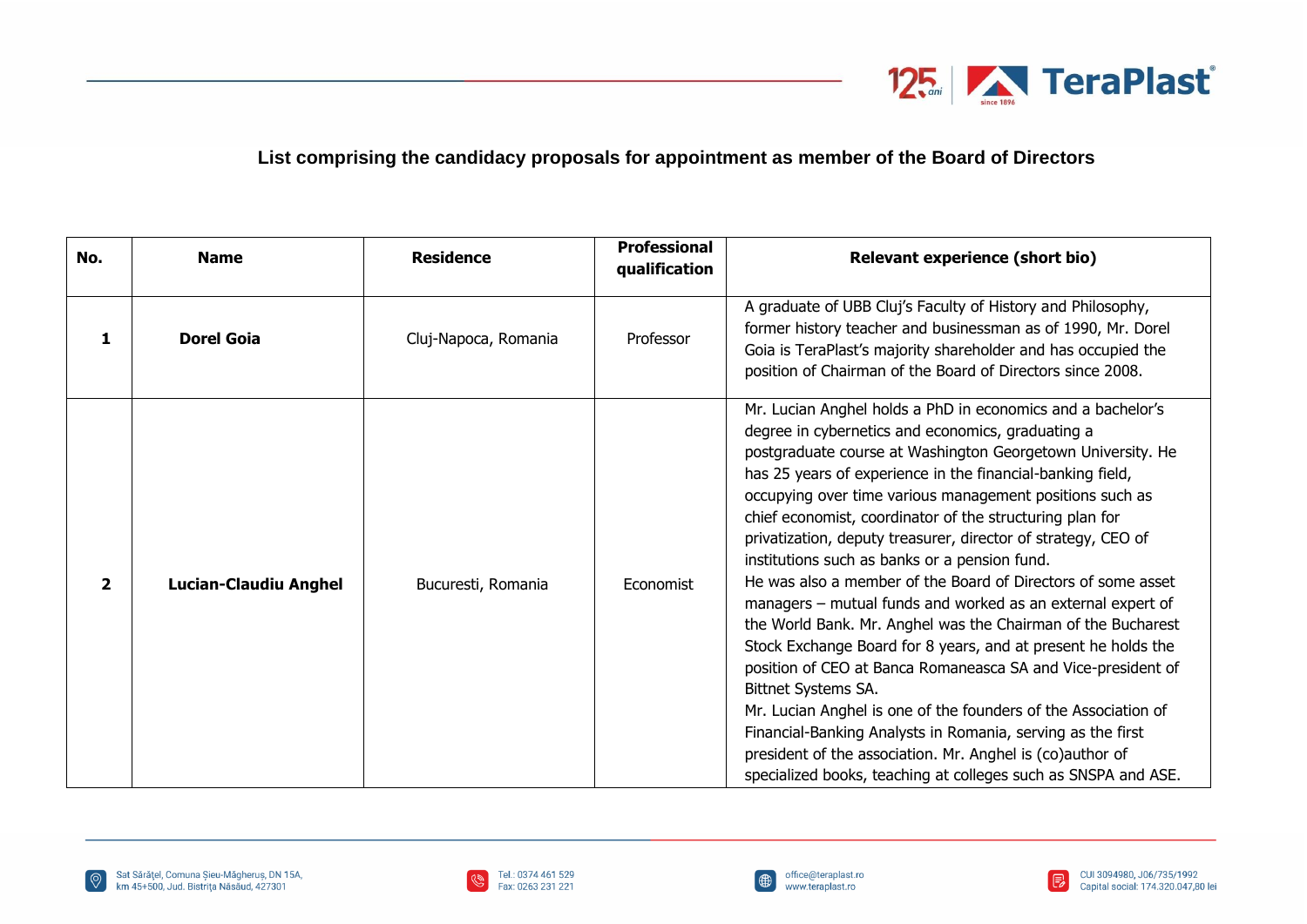## List comprising the candidacy proposals for appointment as member of the Board of Directors

| No. | Name | Residence | Professional qualification | Relevant experience (short bio) |
|---|---|---|---|---|
| **1** | **Dorel Goia** | Cluj-Napoca, Romania | Professor | A graduate of UBB Cluj's Faculty of History and Philosophy, former history teacher and businessman as of 1990, Mr. Dorel Goia is TeraPlast's majority shareholder and has occupied the position of Chairman of the Board of Directors since 2008. |
| **2** | **Lucian-Claudiu Anghel** | Bucuresti, Romania | Economist | Mr. Lucian Anghel holds a PhD in economics and a bachelor's degree in cybernetics and economics, graduating a postgraduate course at Washington Georgetown University. He has 25 years of experience in the financial-banking field, occupying over time various management positions such as chief economist, coordinator of the structuring plan for privatization, deputy treasurer, director of strategy, CEO of institutions such as banks or a pension fund.<br>He was also a member of the Board of Directors of some asset managers – mutual funds and worked as an external expert of the World Bank. Mr. Anghel was the Chairman of the Bucharest Stock Exchange Board for 8 years, and at present he holds the position of CEO at Banca Romaneasca SA and Vice-president of Bittnet Systems SA.<br>Mr. Lucian Anghel is one of the founders of the Association of Financial-Banking Analysts in Romania, serving as the first president of the association. Mr. Anghel is (co)author of specialized books, teaching at colleges such as SNSPA and ASE. |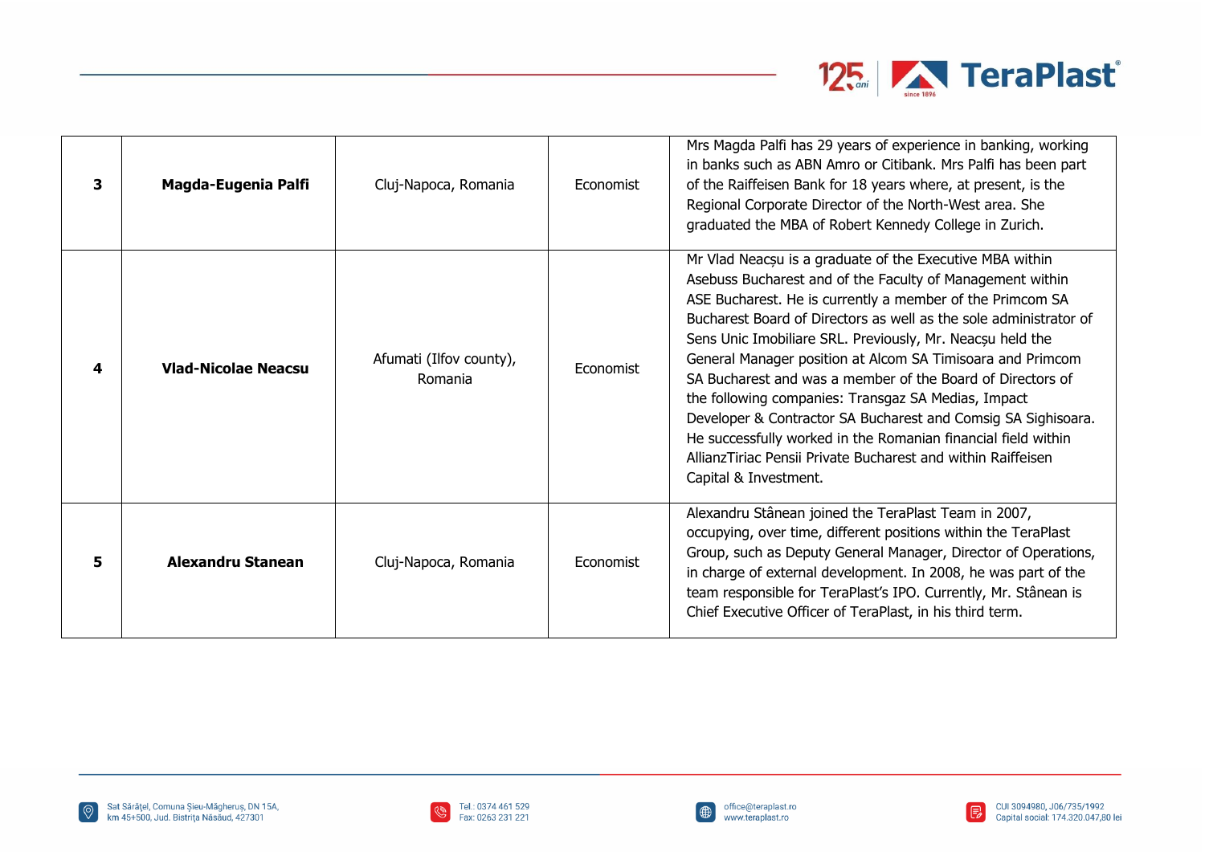| | | | | |
|---|---|---|---|---|
| 3 | **Magda-Eugenia Palfi** | Cluj-Napoca, Romania | Economist | Mrs Magda Palfi has 29 years of experience in banking, working in banks such as ABN Amro or Citibank. Mrs Palfi has been part of the Raiffeisen Bank for 18 years where, at present, is the Regional Corporate Director of the North-West area. She graduated the MBA of Robert Kennedy College in Zurich. |
| 4 | **Vlad-Nicolae Neacsu** | Afumati (Ilfov county), Romania | Economist | Mr Vlad Neacșu is a graduate of the Executive MBA within Asebuss Bucharest and of the Faculty of Management within ASE Bucharest. He is currently a member of the Primcom SA Bucharest Board of Directors as well as the sole administrator of Sens Unic Imobiliare SRL. Previously, Mr. Neacșu held the General Manager position at Alcom SA Timisoara and Primcom SA Bucharest and was a member of the Board of Directors of the following companies: Transgaz SA Medias, Impact Developer & Contractor SA Bucharest and Comsig SA Sighisoara. He successfully worked in the Romanian financial field within AllianzTiriac Pensii Private Bucharest and within Raiffeisen Capital & Investment. |
| 5 | **Alexandru Stanean** | Cluj-Napoca, Romania | Economist | Alexandru Stânean joined the TeraPlast Team in 2007, occupying, over time, different positions within the TeraPlast Group, such as Deputy General Manager, Director of Operations, in charge of external development. In 2008, he was part of the team responsible for TeraPlast's IPO. Currently, Mr. Stânean is Chief Executive Officer of TeraPlast, in his third term. |